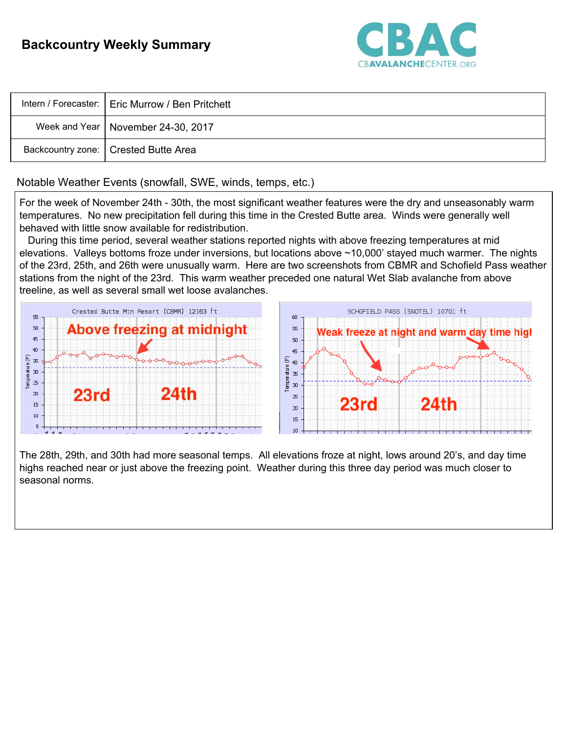# Backcountry Weekly Summary

CBAC
CBAVALANCHECENTER.ORG

| Intern / Forecaster: | Eric Murrow / Ben Pritchett |
|---|---|
| Week and Year | November 24-30, 2017 |
| Backcountry zone: | Crested Butte Area |

Notable Weather Events (snowfall, SWE, winds, temps, etc.)

For the week of November 24th - 30th, the most significant weather features were the dry and unseasonably warm temperatures. No new precipitation fell during this time in the Crested Butte area. Winds were generally well behaved with little snow available for redistribution.

During this time period, several weather stations reported nights with above freezing temperatures at mid elevations. Valleys bottoms froze under inversions, but locations above ~10,000' stayed much warmer. The nights of the 23rd, 25th, and 26th were unusually warm. Here are two screenshots from CBMR and Schofield Pass weather stations from the night of the 23rd. This warm weather preceded one natural Wet Slab avalanche from above treeline, as well as several small wet loose avalanches.

The 28th, 29th, and 30th had more seasonal temps. All elevations froze at night, lows around 20's, and day time highs reached near or just above the freezing point. Weather during this three day period was much closer to seasonal norms.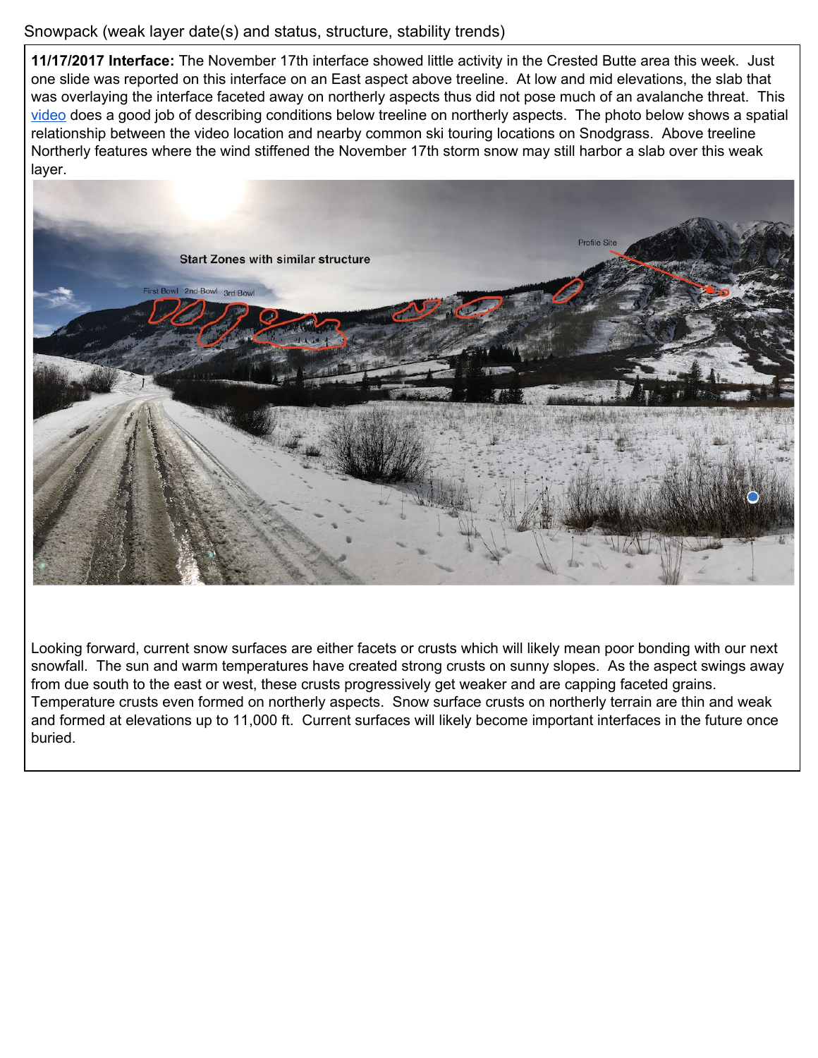Snowpack (weak layer date(s) and status, structure, stability trends)

**11/17/2017 Interface:** The November 17th interface showed little activity in the Crested Butte area this week. Just one slide was reported on this interface on an East aspect above treeline. At low and mid elevations, the slab that was overlaying the interface faceted away on northerly aspects thus did not pose much of an avalanche threat. This video does a good job of describing conditions below treeline on northerly aspects. The photo below shows a spatial relationship between the video location and nearby common ski touring locations on Snodgrass. Above treeline Northerly features where the wind stiffened the November 17th storm snow may still harbor a slab over this weak layer.

Looking forward, current snow surfaces are either facets or crusts which will likely mean poor bonding with our next snowfall. The sun and warm temperatures have created strong crusts on sunny slopes. As the aspect swings away from due south to the east or west, these crusts progressively get weaker and are capping faceted grains. Temperature crusts even formed on northerly aspects. Snow surface crusts on northerly terrain are thin and weak and formed at elevations up to 11,000 ft. Current surfaces will likely become important interfaces in the future once buried.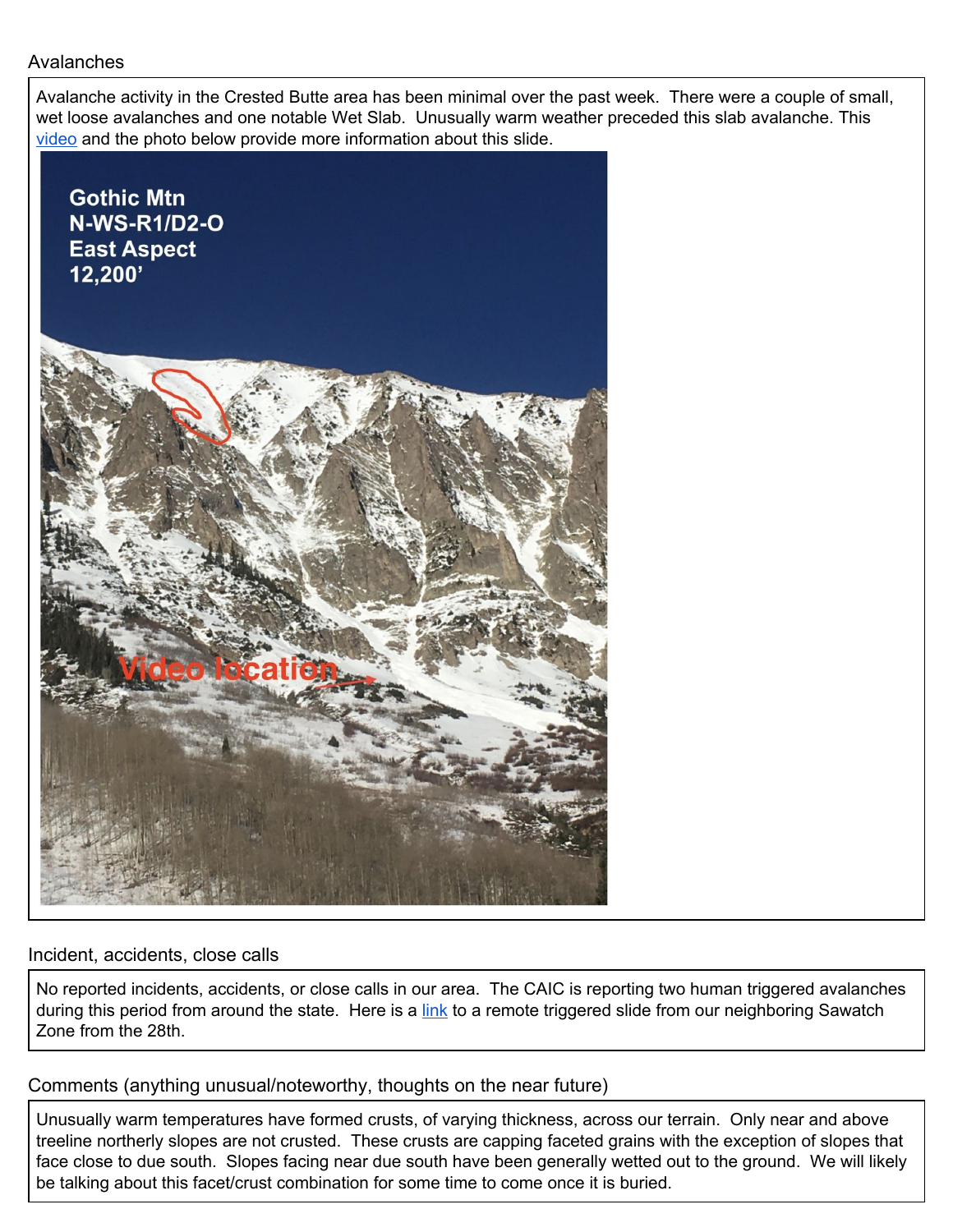Avalanches

Avalanche activity in the Crested Butte area has been minimal over the past week. There were a couple of small, wet loose avalanches and one notable Wet Slab. Unusually warm weather preceded this slab avalanche. This video and the photo below provide more information about this slide.

Gothic Mtn
N-WS-R1/D2-O
East Aspect
12,200'

Video location

Incident, accidents, close calls

No reported incidents, accidents, or close calls in our area. The CAIC is reporting two human triggered avalanches during this period from around the state. Here is a link to a remote triggered slide from our neighboring Sawatch Zone from the 28th.

Comments (anything unusual/noteworthy, thoughts on the near future)

Unusually warm temperatures have formed crusts, of varying thickness, across our terrain. Only near and above treeline northerly slopes are not crusted. These crusts are capping faceted grains with the exception of slopes that face close to due south. Slopes facing near due south have been generally wetted out to the ground. We will likely be talking about this facet/crust combination for some time to come once it is buried.